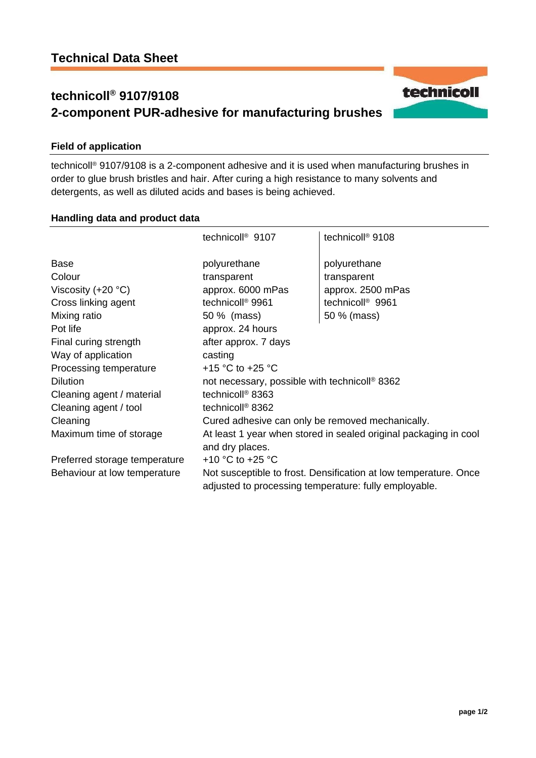# Technical Data Sheet

## technicoll® 9107/9108
## 2-component PUR-adhesive for manufacturing brushes

### Field of application

technicoll® 9107/9108 is a 2-component adhesive and it is used when manufacturing brushes in order to glue brush bristles and hair. After curing a high resistance to many solvents and detergents, as well as diluted acids and bases is being achieved.

### Handling data and product data

| | technicoll® 9107 | technicoll® 9108 |
|---|---|---|
| Base | polyurethane | polyurethane |
| Colour | transparent | transparent |
| Viscosity (+20 °C) | approx. 6000 mPas | approx. 2500 mPas |
| Cross linking agent | technicoll® 9961 | technicoll® 9961 |
| Mixing ratio | 50 % (mass) | 50 % (mass) |
| Pot life | approx. 24 hours | |
| Final curing strength | after approx. 7 days | |
| Way of application | casting | |
| Processing temperature | +15 °C to +25 °C | |
| Dilution | not necessary, possible with technicoll® 8362 | |
| Cleaning agent / material | technicoll® 8363 | |
| Cleaning agent / tool | technicoll® 8362 | |
| Cleaning | Cured adhesive can only be removed mechanically. | |
| Maximum time of storage | At least 1 year when stored in sealed original packaging in cool and dry places. | |
| Preferred storage temperature | +10 °C to +25 °C | |
| Behaviour at low temperature | Not susceptible to frost. Densification at low temperature. Once adjusted to processing temperature: fully employable. | |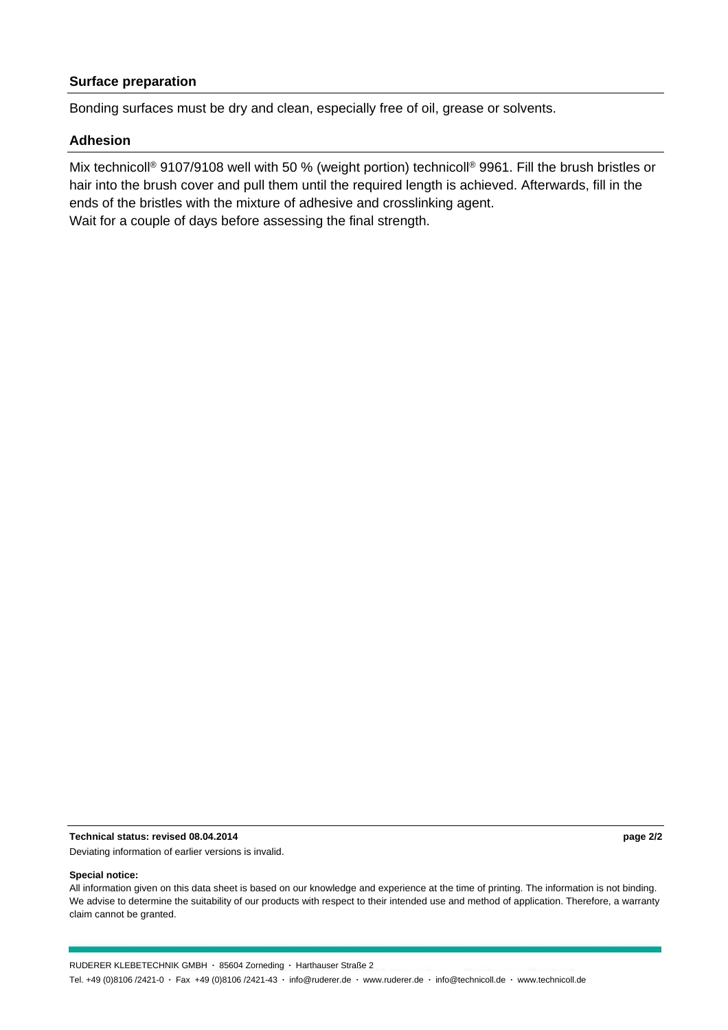## Surface preparation

Bonding surfaces must be dry and clean, especially free of oil, grease or solvents.

## Adhesion

Mix technicoll® 9107/9108 well with 50 % (weight portion) technicoll® 9961. Fill the brush bristles or hair into the brush cover and pull them until the required length is achieved. Afterwards, fill in the ends of the bristles with the mixture of adhesive and crosslinking agent.
Wait for a couple of days before assessing the final strength.

**Technical status: revised 08.04.2014**

Deviating information of earlier versions is invalid.

**Special notice:**

All information given on this data sheet is based on our knowledge and experience at the time of printing. The information is not binding. We advise to determine the suitability of our products with respect to their intended use and method of application. Therefore, a warranty claim cannot be granted.

RUDERER KLEBETECHNIK GMBH · 85604 Zorneding · Harthauser Straße 2

Tel. +49 (0)8106 /2421-0 · Fax +49 (0)8106 /2421-43 · info@ruderer.de · www.ruderer.de · info@technicoll.de · www.technicoll.de